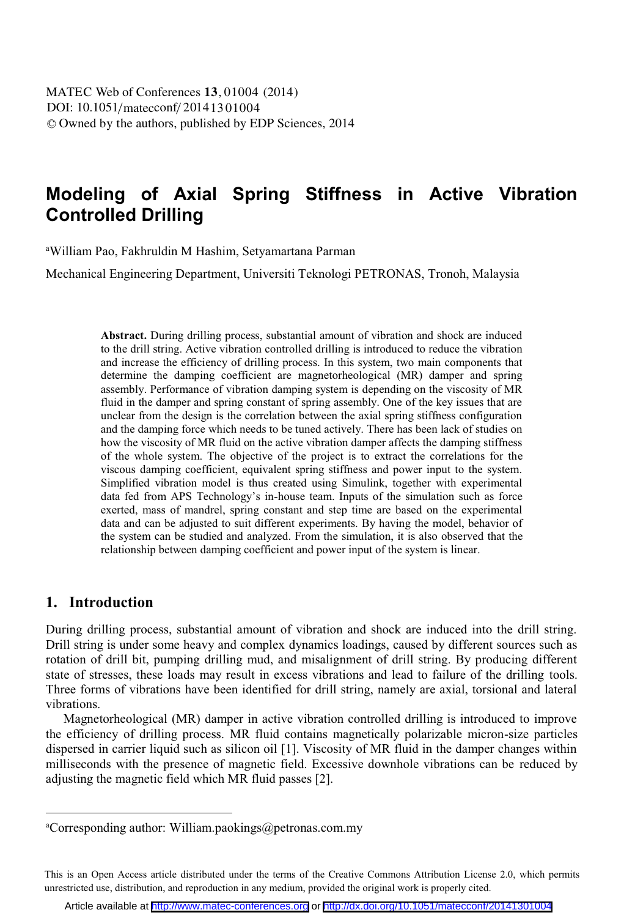# Modeling of Axial Spring Stiffness in Active Vibration Controlled Drilling

[a]William Pao, Fakhruldin M Hashim, Setyamartana Parman

Mechanical Engineering Department, Universiti Teknologi PETRONAS, Tronoh, Malaysia

**Abstract.** During drilling process, substantial amount of vibration and shock are induced to the drill string. Active vibration controlled drilling is introduced to reduce the vibration and increase the efficiency of drilling process. In this system, two main components that determine the damping coefficient are magnetorheological (MR) damper and spring assembly. Performance of vibration damping system is depending on the viscosity of MR fluid in the damper and spring constant of spring assembly. One of the key issues that are unclear from the design is the correlation between the axial spring stiffness configuration and the damping force which needs to be tuned actively. There has been lack of studies on how the viscosity of MR fluid on the active vibration damper affects the damping stiffness of the whole system. The objective of the project is to extract the correlations for the viscous damping coefficient, equivalent spring stiffness and power input to the system. Simplified vibration model is thus created using Simulink, together with experimental data fed from APS Technology's in-house team. Inputs of the simulation such as force exerted, mass of mandrel, spring constant and step time are based on the experimental data and can be adjusted to suit different experiments. By having the model, behavior of the system can be studied and analyzed. From the simulation, it is also observed that the relationship between damping coefficient and power input of the system is linear.

## 1. Introduction

During drilling process, substantial amount of vibration and shock are induced into the drill string. Drill string is under some heavy and complex dynamics loadings, caused by different sources such as rotation of drill bit, pumping drilling mud, and misalignment of drill string. By producing different state of stresses, these loads may result in excess vibrations and lead to failure of the drilling tools. Three forms of vibrations have been identified for drill string, namely are axial, torsional and lateral vibrations.

Magnetorheological (MR) damper in active vibration controlled drilling is introduced to improve the efficiency of drilling process. MR fluid contains magnetically polarizable micron-size particles dispersed in carrier liquid such as silicon oil [1]. Viscosity of MR fluid in the damper changes within milliseconds with the presence of magnetic field. Excessive downhole vibrations can be reduced by adjusting the magnetic field which MR fluid passes [2].

[a]Corresponding author: William.paokings@petronas.com.my

This is an Open Access article distributed under the terms of the Creative Commons Attribution License 2.0, which permits unrestricted use, distribution, and reproduction in any medium, provided the original work is properly cited.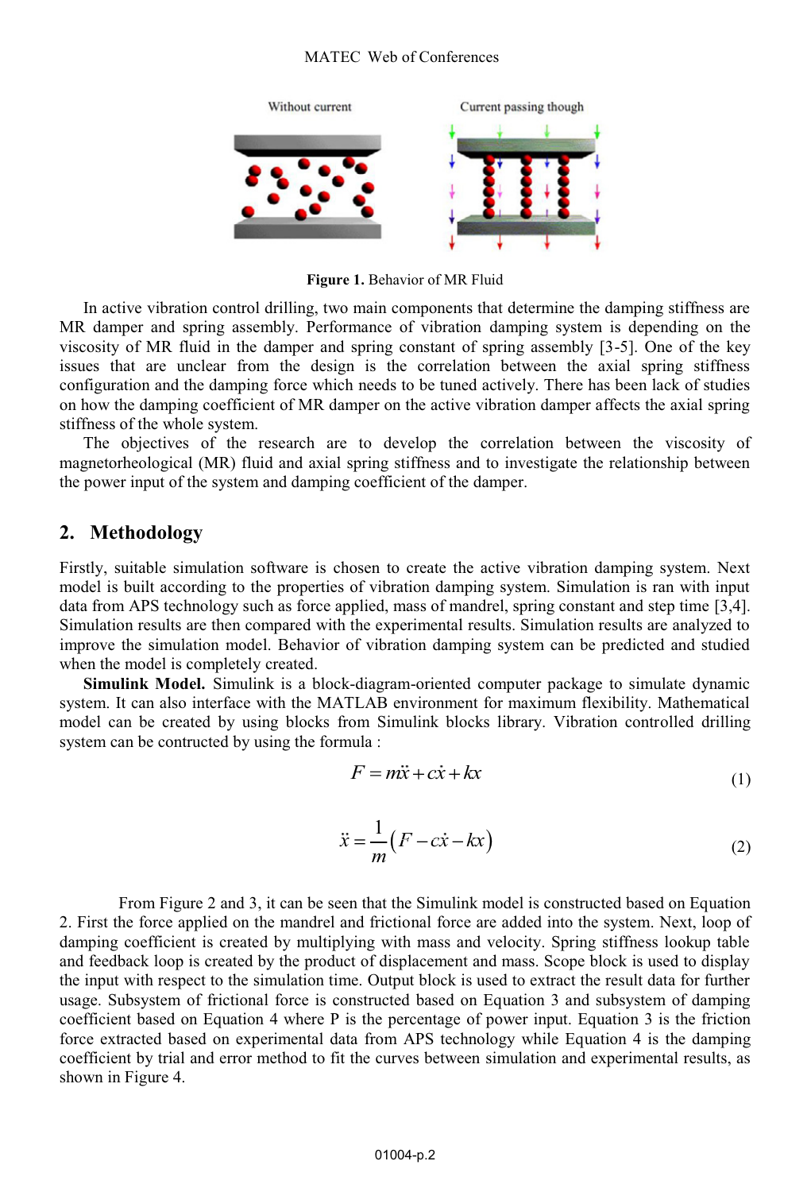Figure 1. Behavior of MR Fluid

In active vibration control drilling, two main components that determine the damping stiffness are MR damper and spring assembly. Performance of vibration damping system is depending on the viscosity of MR fluid in the damper and spring constant of spring assembly [3-5]. One of the key issues that are unclear from the design is the correlation between the axial spring stiffness configuration and the damping force which needs to be tuned actively. There has been lack of studies on how the damping coefficient of MR damper on the active vibration damper affects the axial spring stiffness of the whole system.

The objectives of the research are to develop the correlation between the viscosity of magnetoheological (MR) fluid and axial spring stiffness and to investigate the relationship between the power input of the system and damping coefficient of the damper.

## 2. Methodology

Firstly, suitable simulation software is chosen to create the active vibration damping system. Next model is built according to the properties of vibration damping system. Simulation is ran with input data from APS technology such as force applied, mass of mandrel, spring constant and step time [3,4]. Simulation results are then compared with the experimental results. Simulation results are analyzed to improve the simulation model. Behavior of vibration damping system can be predicted and studied when the model is completely created.

**Simulink Model.** Simulink is a block-diagram-oriented computer package to simulate dynamic system. It can also interface with the MATLAB environment for maximum flexibility. Mathematical model can be created by using blocks from Simulink blocks library. Vibration controlled drilling system can be contructed by using the formula :

$$F = m\ddot{x} + c\dot{x} + kx \tag{1}$$

$$\ddot{x} = \frac{1}{m}\left(F - c\dot{x} - kx\right) \tag{2}$$

From Figure 2 and 3, it can be seen that the Simulink model is constructed based on Equation 2. First the force applied on the mandrel and frictional force are added into the system. Next, loop of damping coefficient is created by multiplying with mass and velocity. Spring stiffness lookup table and feedback loop is created by the product of displacement and mass. Scope block is used to display the input with respect to the simulation time. Output block is used to extract the result data for further usage. Subsystem of frictional force is constructed based on Equation 3 and subsystem of damping coefficient based on Equation 4 where P is the percentage of power input. Equation 3 is the friction force extracted based on experimental data from APS technology while Equation 4 is the damping coefficient by trial and error method to fit the curves between simulation and experimental results, as shown in Figure 4.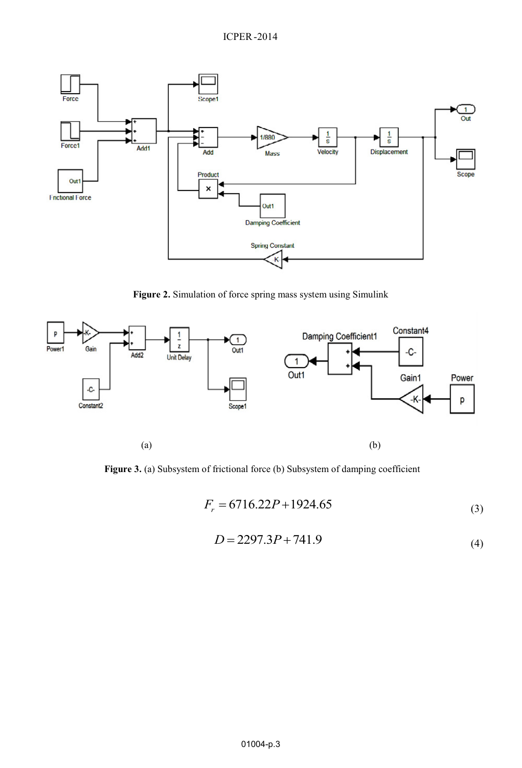**Figure 2.** Simulation of force spring mass system using Simulink

(a)

(b)

**Figure 3.** (a) Subsystem of frictional force (b) Subsystem of damping coefficient

$$F_r = 6716.22P + 1924.65 \tag{3}$$

$$D = 2297.3P + 741.9 \tag{4}$$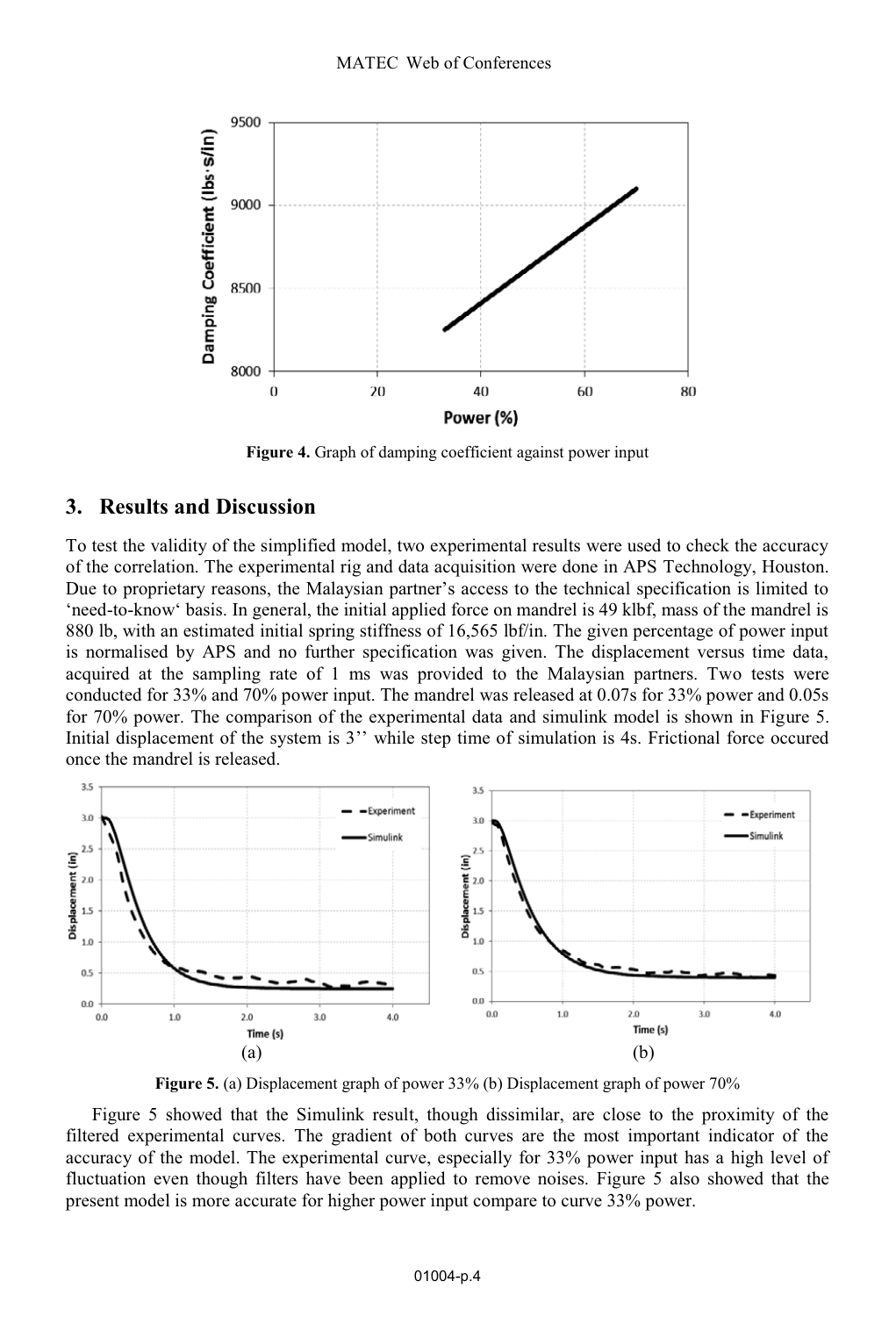Figure 4. Graph of damping coefficient against power input

## 3. Results and Discussion

To test the validity of the simplified model, two experimental results were used to check the accuracy of the correlation. The experimental rig and data acquisition were done in APS Technology, Houston. Due to proprietary reasons, the Malaysian partner's access to the technical specification is limited to 'need-to-know' basis. In general, the initial applied force on mandrel is 49 klbf, mass of the mandrel is 880 lb, with an estimated initial spring stiffness of 16,565 lbf/in. The given percentage of power input is normalised by APS and no further specification was given. The displacement versus time data, acquired at the sampling rate of 1 ms was provided to the Malaysian partners. Two tests were conducted for 33% and 70% power input. The mandrel was released at 0.07s for 33% power and 0.05s for 70% power. The comparison of the experimental data and simulink model is shown in Figure 5. Initial displacement of the system is 3'' while step time of simulation is 4s. Frictional force occured once the mandrel is released.

(a) (b)

Figure 5. (a) Displacement graph of power 33% (b) Displacement graph of power 70%

Figure 5 showed that the Simulink result, though dissimilar, are close to the proximity of the filtered experimental curves. The gradient of both curves are the most important indicator of the accuracy of the model. The experimental curve, especially for 33% power input has a high level of fluctuation even though filters have been applied to remove noises. Figure 5 also showed that the present model is more accurate for higher power input compare to curve 33% power.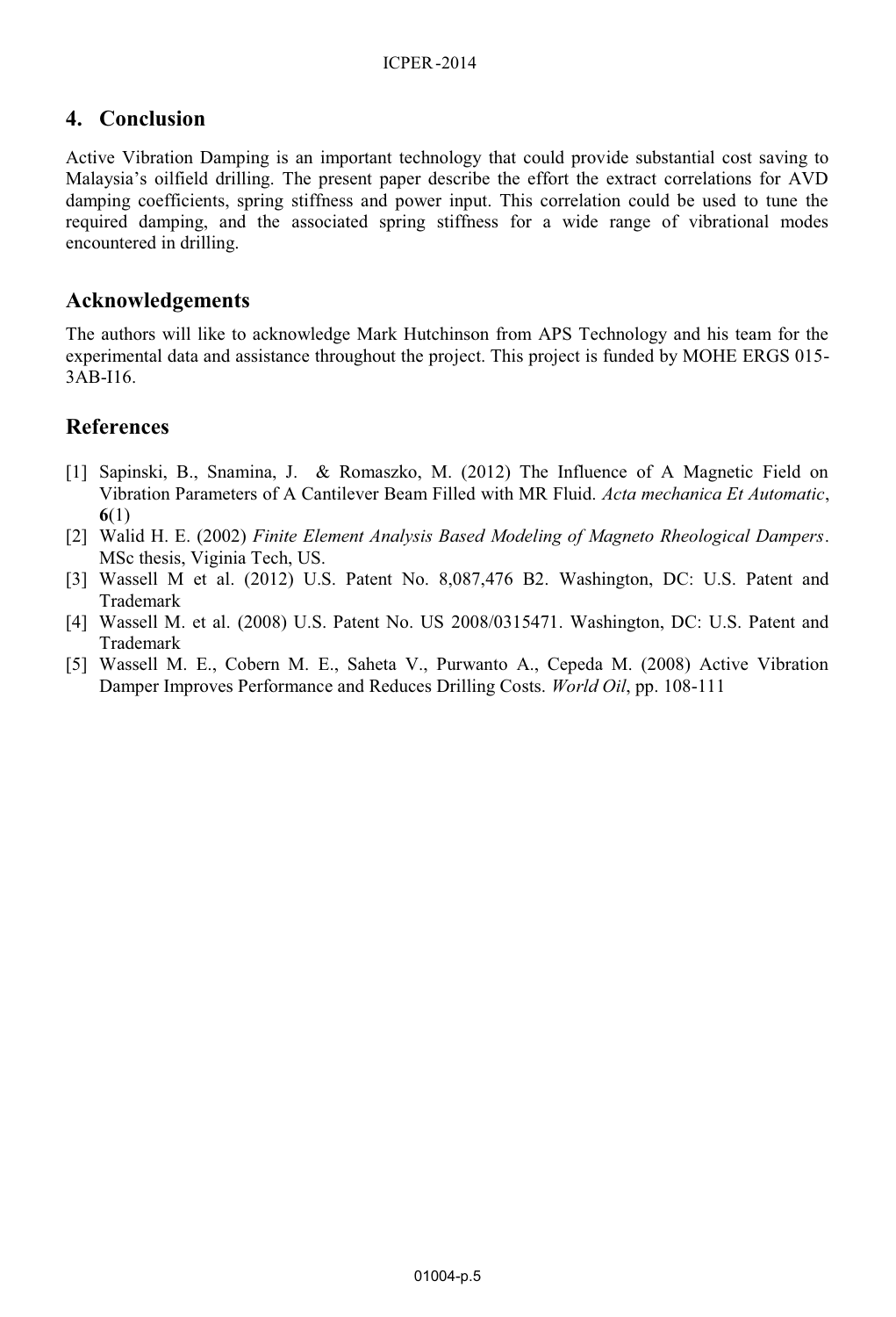## 4. Conclusion

Active Vibration Damping is an important technology that could provide substantial cost saving to Malaysia's oilfield drilling. The present paper describe the effort the extract correlations for AVD damping coefficients, spring stiffness and power input. This correlation could be used to tune the required damping, and the associated spring stiffness for a wide range of vibrational modes encountered in drilling.

## Acknowledgements

The authors will like to acknowledge Mark Hutchinson from APS Technology and his team for the experimental data and assistance throughout the project. This project is funded by MOHE ERGS 015-3AB-I16.

## References

[1] Sapinski, B., Snamina, J. & Romaszko, M. (2012) The Influence of A Magnetic Field on Vibration Parameters of A Cantilever Beam Filled with MR Fluid. *Acta mechanica Et Automatic*, **6**(1)

[2] Walid H. E. (2002) *Finite Element Analysis Based Modeling of Magneto Rheological Dampers*. MSc thesis, Viginia Tech, US.

[3] Wassell M et al. (2012) U.S. Patent No. 8,087,476 B2. Washington, DC: U.S. Patent and Trademark

[4] Wassell M. et al. (2008) U.S. Patent No. US 2008/0315471. Washington, DC: U.S. Patent and Trademark

[5] Wassell M. E., Cobern M. E., Saheta V., Purwanto A., Cepeda M. (2008) Active Vibration Damper Improves Performance and Reduces Drilling Costs. *World Oil*, pp. 108-111